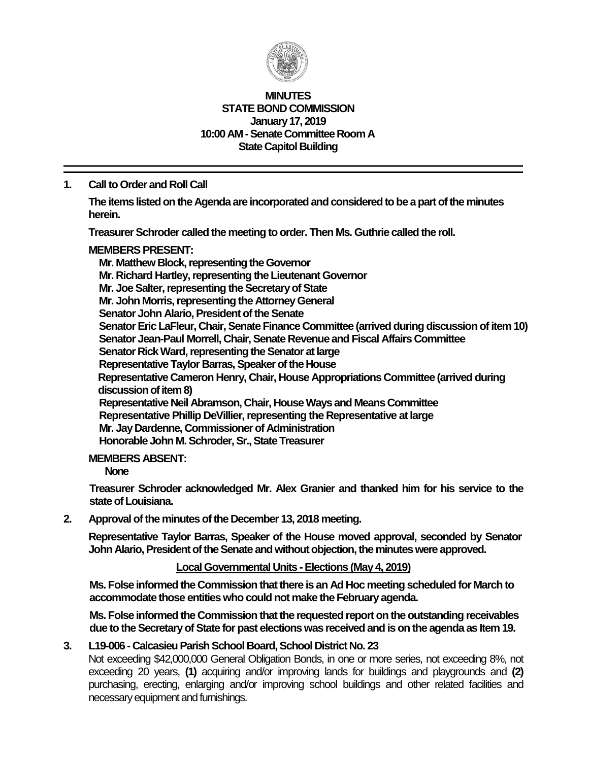# MINUTES
# STATE BOND COMMISSION
**January 17, 2019**
**10:00 AM - Senate Committee Room A**
**State Capitol Building**

---

1. **Call to Order and Roll Call**

   **The items listed on the Agenda are incorporated and considered to be a part of the minutes herein.**

   **Treasurer Schroder called the meeting to order. Then Ms. Guthrie called the roll.**

   **MEMBERS PRESENT:**

   **Mr. Matthew Block, representing the Governor**
   **Mr. Richard Hartley, representing the Lieutenant Governor**
   **Mr. Joe Salter, representing the Secretary of State**
   **Mr. John Morris, representing the Attorney General**
   **Senator John Alario, President of the Senate**
   **Senator Eric LaFleur, Chair, Senate Finance Committee (arrived during discussion of item 10)**
   **Senator Jean-Paul Morrell, Chair, Senate Revenue and Fiscal Affairs Committee**
   **Senator Rick Ward, representing the Senator at large**
   **Representative Taylor Barras, Speaker of the House**
   **Representative Cameron Henry, Chair, House Appropriations Committee (arrived during discussion of item 8)**
   **Representative Neil Abramson, Chair, House Ways and Means Committee**
   **Representative Phillip DeVillier, representing the Representative at large**
   **Mr. Jay Dardenne, Commissioner of Administration**
   **Honorable John M. Schroder, Sr., State Treasurer**

   **MEMBERS ABSENT:**

   **None**

   **Treasurer Schroder acknowledged Mr. Alex Granier and thanked him for his service to the state of Louisiana.**

2. **Approval of the minutes of the December 13, 2018 meeting.**

   **Representative Taylor Barras, Speaker of the House moved approval, seconded by Senator John Alario, President of the Senate and without objection, the minutes were approved.**

**Local Governmental Units - Elections (May 4, 2019)**

**Ms. Folse informed the Commission that there is an Ad Hoc meeting scheduled for March to accommodate those entities who could not make the February agenda.**

**Ms. Folse informed the Commission that the requested report on the outstanding receivables due to the Secretary of State for past elections was received and is on the agenda as Item 19.**

3. **L19-006 - Calcasieu Parish School Board, School District No. 23**

   Not exceeding $42,000,000 General Obligation Bonds, in one or more series, not exceeding 8%, not exceeding 20 years, **(1)** acquiring and/or improving lands for buildings and playgrounds and **(2)** purchasing, erecting, enlarging and/or improving school buildings and other related facilities and necessary equipment and furnishings.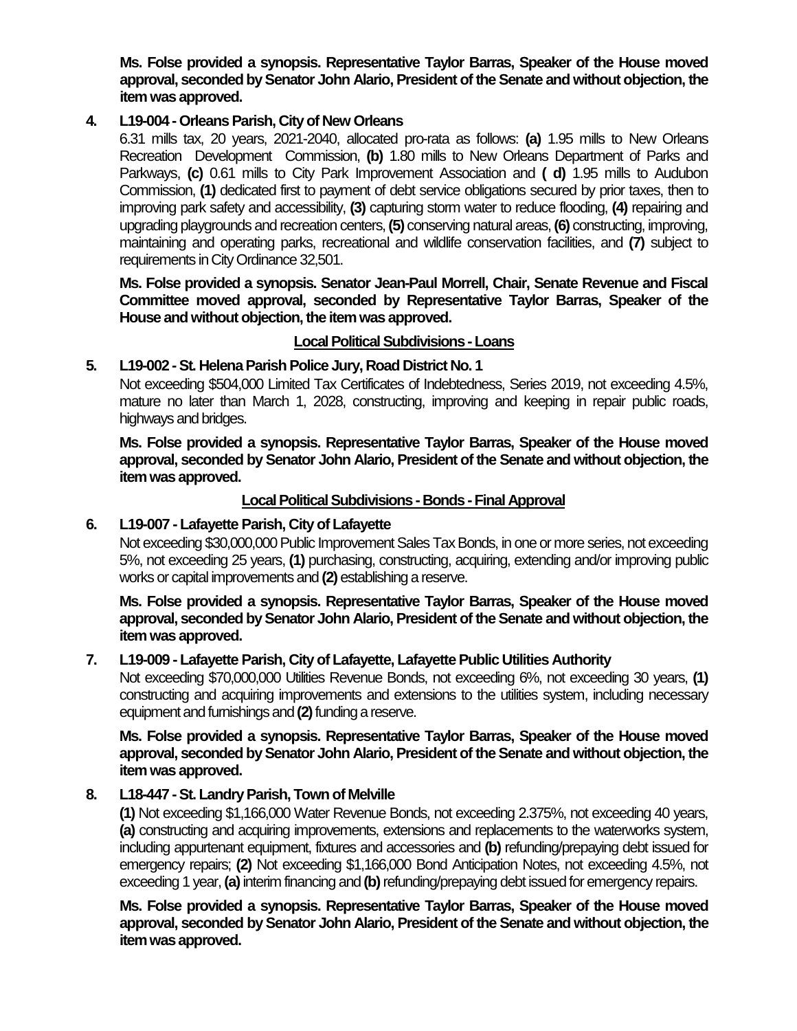**Ms. Folse provided a synopsis. Representative Taylor Barras, Speaker of the House moved approval, seconded by Senator John Alario, President of the Senate and without objection, the item was approved.**

4. **L19-004 - Orleans Parish, City of New Orleans**

   6.31 mills tax, 20 years, 2021-2040, allocated pro-rata as follows: **(a)** 1.95 mills to New Orleans Recreation Development Commission, **(b)** 1.80 mills to New Orleans Department of Parks and Parkways, **(c)** 0.61 mills to City Park Improvement Association and **( d)** 1.95 mills to Audubon Commission, **(1)** dedicated first to payment of debt service obligations secured by prior taxes, then to improving park safety and accessibility, **(3)** capturing storm water to reduce flooding, **(4)** repairing and upgrading playgrounds and recreation centers, **(5)** conserving natural areas, **(6)** constructing, improving, maintaining and operating parks, recreational and wildlife conservation facilities, and **(7)** subject to requirements in City Ordinance 32,501.

   **Ms. Folse provided a synopsis. Senator Jean-Paul Morrell, Chair, Senate Revenue and Fiscal Committee moved approval, seconded by Representative Taylor Barras, Speaker of the House and without objection, the item was approved.**

**Local Political Subdivisions - Loans**

5. **L19-002 - St. Helena Parish Police Jury, Road District No. 1**

   Not exceeding $504,000 Limited Tax Certificates of Indebtedness, Series 2019, not exceeding 4.5%, mature no later than March 1, 2028, constructing, improving and keeping in repair public roads, highways and bridges.

   **Ms. Folse provided a synopsis. Representative Taylor Barras, Speaker of the House moved approval, seconded by Senator John Alario, President of the Senate and without objection, the item was approved.**

**Local Political Subdivisions - Bonds - Final Approval**

6. **L19-007 - Lafayette Parish, City of Lafayette**

   Not exceeding $30,000,000 Public Improvement Sales Tax Bonds, in one or more series, not exceeding 5%, not exceeding 25 years, **(1)** purchasing, constructing, acquiring, extending and/or improving public works or capital improvements and **(2)** establishing a reserve.

   **Ms. Folse provided a synopsis. Representative Taylor Barras, Speaker of the House moved approval, seconded by Senator John Alario, President of the Senate and without objection, the item was approved.**

7. **L19-009 - Lafayette Parish, City of Lafayette, Lafayette Public Utilities Authority**

   Not exceeding $70,000,000 Utilities Revenue Bonds, not exceeding 6%, not exceeding 30 years, **(1)** constructing and acquiring improvements and extensions to the utilities system, including necessary equipment and furnishings and **(2)** funding a reserve.

   **Ms. Folse provided a synopsis. Representative Taylor Barras, Speaker of the House moved approval, seconded by Senator John Alario, President of the Senate and without objection, the item was approved.**

8. **L18-447 - St. Landry Parish, Town of Melville**

   **(1)** Not exceeding $1,166,000 Water Revenue Bonds, not exceeding 2.375%, not exceeding 40 years, **(a)** constructing and acquiring improvements, extensions and replacements to the waterworks system, including appurtenant equipment, fixtures and accessories and **(b)** refunding/prepaying debt issued for emergency repairs; **(2)** Not exceeding $1,166,000 Bond Anticipation Notes, not exceeding 4.5%, not exceeding 1 year, **(a)** interim financing and **(b)** refunding/prepaying debt issued for emergency repairs.

   **Ms. Folse provided a synopsis. Representative Taylor Barras, Speaker of the House moved approval, seconded by Senator John Alario, President of the Senate and without objection, the item was approved.**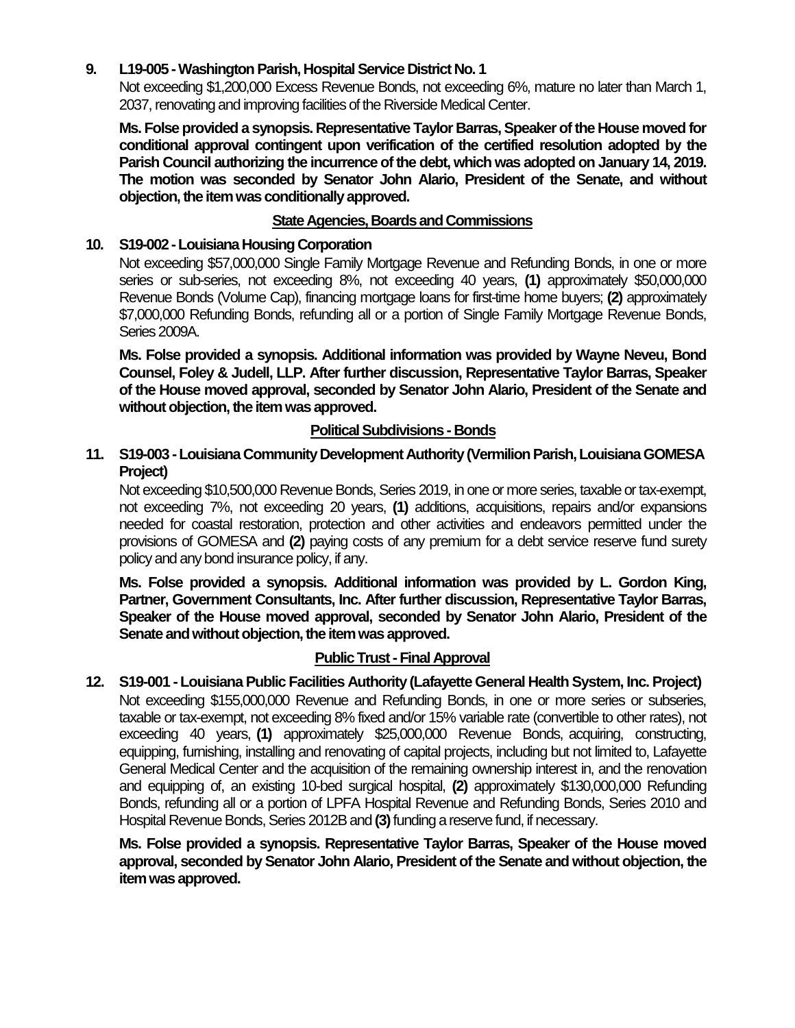**9. L19-005 - Washington Parish, Hospital Service District No. 1**

Not exceeding $1,200,000 Excess Revenue Bonds, not exceeding 6%, mature no later than March 1, 2037, renovating and improving facilities of the Riverside Medical Center.

**Ms. Folse provided a synopsis. Representative Taylor Barras, Speaker of the House moved for conditional approval contingent upon verification of the certified resolution adopted by the Parish Council authorizing the incurrence of the debt, which was adopted on January 14, 2019. The motion was seconded by Senator John Alario, President of the Senate, and without objection, the item was conditionally approved.**

## State Agencies, Boards and Commissions

**10. S19-002 - Louisiana Housing Corporation**

Not exceeding $57,000,000 Single Family Mortgage Revenue and Refunding Bonds, in one or more series or sub-series, not exceeding 8%, not exceeding 40 years, **(1)** approximately $50,000,000 Revenue Bonds (Volume Cap), financing mortgage loans for first-time home buyers; **(2)** approximately $7,000,000 Refunding Bonds, refunding all or a portion of Single Family Mortgage Revenue Bonds, Series 2009A.

**Ms. Folse provided a synopsis. Additional information was provided by Wayne Neveu, Bond Counsel, Foley & Judell, LLP. After further discussion, Representative Taylor Barras, Speaker of the House moved approval, seconded by Senator John Alario, President of the Senate and without objection, the item was approved.**

## Political Subdivisions - Bonds

**11. S19-003 - Louisiana Community Development Authority (Vermilion Parish, Louisiana GOMESA Project)**

Not exceeding $10,500,000 Revenue Bonds, Series 2019, in one or more series, taxable or tax-exempt, not exceeding 7%, not exceeding 20 years, **(1)** additions, acquisitions, repairs and/or expansions needed for coastal restoration, protection and other activities and endeavors permitted under the provisions of GOMESA and **(2)** paying costs of any premium for a debt service reserve fund surety policy and any bond insurance policy, if any.

**Ms. Folse provided a synopsis. Additional information was provided by L. Gordon King, Partner, Government Consultants, Inc. After further discussion, Representative Taylor Barras, Speaker of the House moved approval, seconded by Senator John Alario, President of the Senate and without objection, the item was approved.**

## Public Trust - Final Approval

**12. S19-001 - Louisiana Public Facilities Authority (Lafayette General Health System, Inc. Project)**

Not exceeding $155,000,000 Revenue and Refunding Bonds, in one or more series or subseries, taxable or tax-exempt, not exceeding 8% fixed and/or 15% variable rate (convertible to other rates), not exceeding 40 years, **(1)** approximately $25,000,000 Revenue Bonds, acquiring, constructing, equipping, furnishing, installing and renovating of capital projects, including but not limited to, Lafayette General Medical Center and the acquisition of the remaining ownership interest in, and the renovation and equipping of, an existing 10-bed surgical hospital, **(2)** approximately $130,000,000 Refunding Bonds, refunding all or a portion of LPFA Hospital Revenue and Refunding Bonds, Series 2010 and Hospital Revenue Bonds, Series 2012B and **(3)** funding a reserve fund, if necessary.

**Ms. Folse provided a synopsis. Representative Taylor Barras, Speaker of the House moved approval, seconded by Senator John Alario, President of the Senate and without objection, the item was approved.**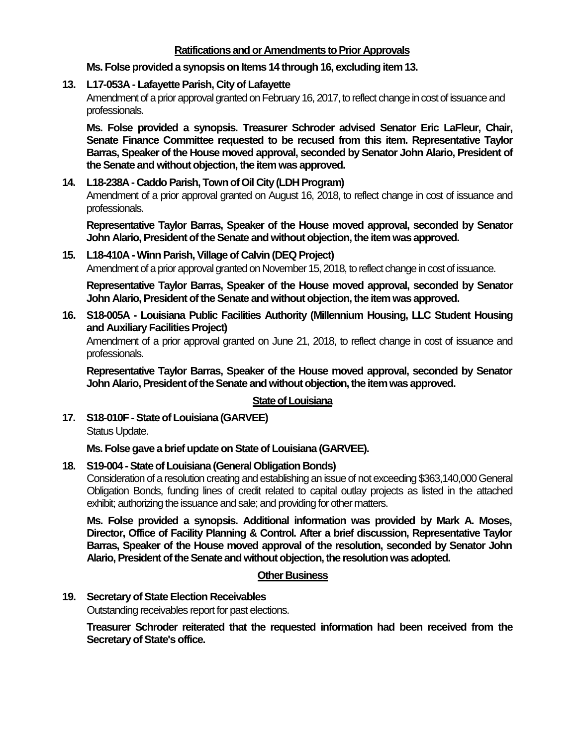## Ratifications and or Amendments to Prior Approvals

**Ms. Folse provided a synopsis on Items 14 through 16, excluding item 13.**

**13. L17-053A - Lafayette Parish, City of Lafayette**

Amendment of a prior approval granted on February 16, 2017, to reflect change in cost of issuance and professionals.

**Ms. Folse provided a synopsis. Treasurer Schroder advised Senator Eric LaFleur, Chair, Senate Finance Committee requested to be recused from this item. Representative Taylor Barras, Speaker of the House moved approval, seconded by Senator John Alario, President of the Senate and without objection, the item was approved.**

**14. L18-238A - Caddo Parish, Town of Oil City (LDH Program)**

Amendment of a prior approval granted on August 16, 2018, to reflect change in cost of issuance and professionals.

**Representative Taylor Barras, Speaker of the House moved approval, seconded by Senator John Alario, President of the Senate and without objection, the item was approved.**

**15. L18-410A - Winn Parish, Village of Calvin (DEQ Project)**

Amendment of a prior approval granted on November 15, 2018, to reflect change in cost of issuance.

**Representative Taylor Barras, Speaker of the House moved approval, seconded by Senator John Alario, President of the Senate and without objection, the item was approved.**

**16. S18-005A - Louisiana Public Facilities Authority (Millennium Housing, LLC Student Housing and Auxiliary Facilities Project)**

Amendment of a prior approval granted on June 21, 2018, to reflect change in cost of issuance and professionals.

**Representative Taylor Barras, Speaker of the House moved approval, seconded by Senator John Alario, President of the Senate and without objection, the item was approved.**

## State of Louisiana

**17. S18-010F - State of Louisiana (GARVEE)**

Status Update.

**Ms. Folse gave a brief update on State of Louisiana (GARVEE).**

**18. S19-004 - State of Louisiana (General Obligation Bonds)**

Consideration of a resolution creating and establishing an issue of not exceeding $363,140,000 General Obligation Bonds, funding lines of credit related to capital outlay projects as listed in the attached exhibit; authorizing the issuance and sale; and providing for other matters.

**Ms. Folse provided a synopsis. Additional information was provided by Mark A. Moses, Director, Office of Facility Planning & Control. After a brief discussion, Representative Taylor Barras, Speaker of the House moved approval of the resolution, seconded by Senator John Alario, President of the Senate and without objection, the resolution was adopted.**

## Other Business

**19. Secretary of State Election Receivables**

Outstanding receivables report for past elections.

**Treasurer Schroder reiterated that the requested information had been received from the Secretary of State's office.**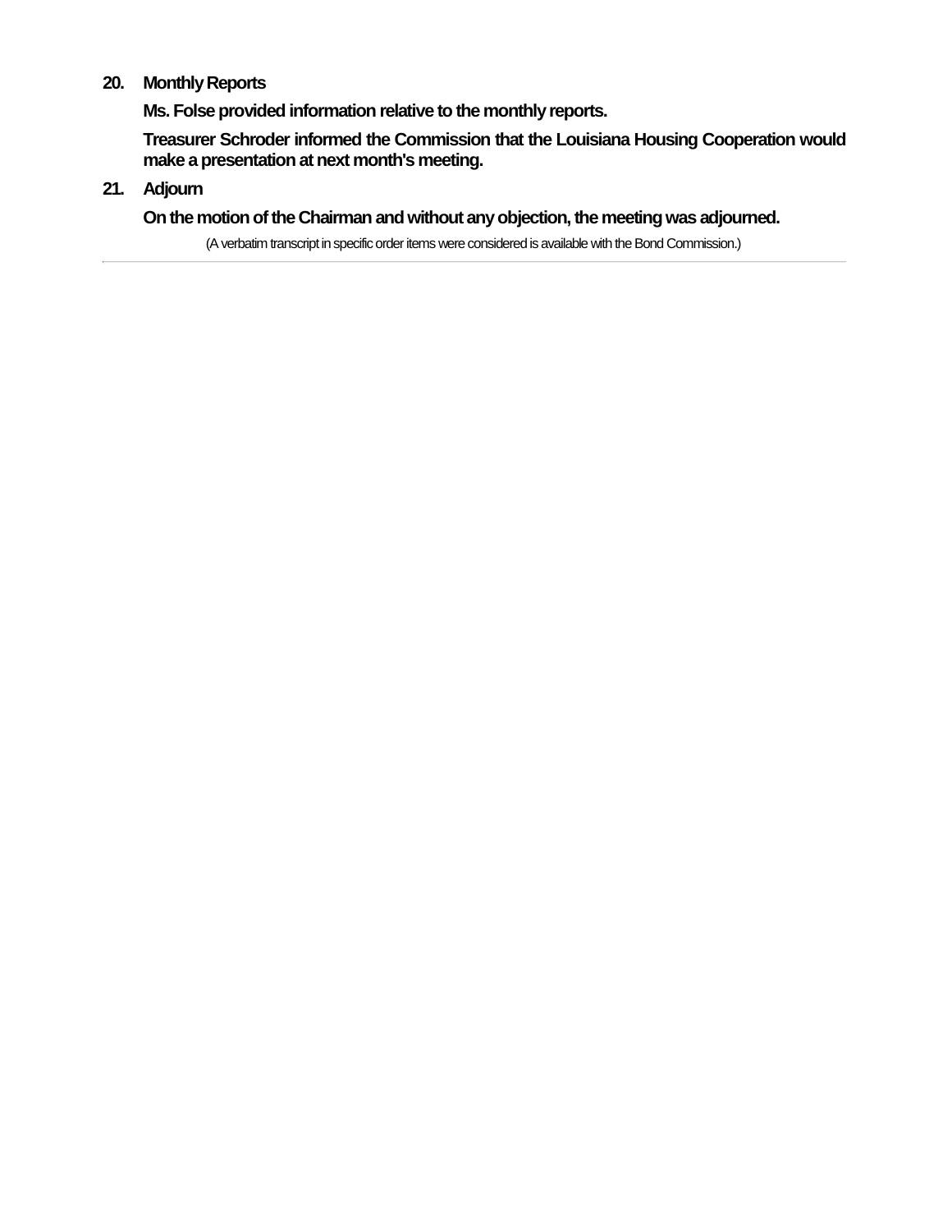**20. Monthly Reports**

**Ms. Folse provided information relative to the monthly reports.**

**Treasurer Schroder informed the Commission that the Louisiana Housing Cooperation would make a presentation at next month's meeting.**

**21. Adjourn**

**On the motion of the Chairman and without any objection, the meeting was adjourned.**

(A verbatim transcript in specific order items were considered is available with the Bond Commission.)